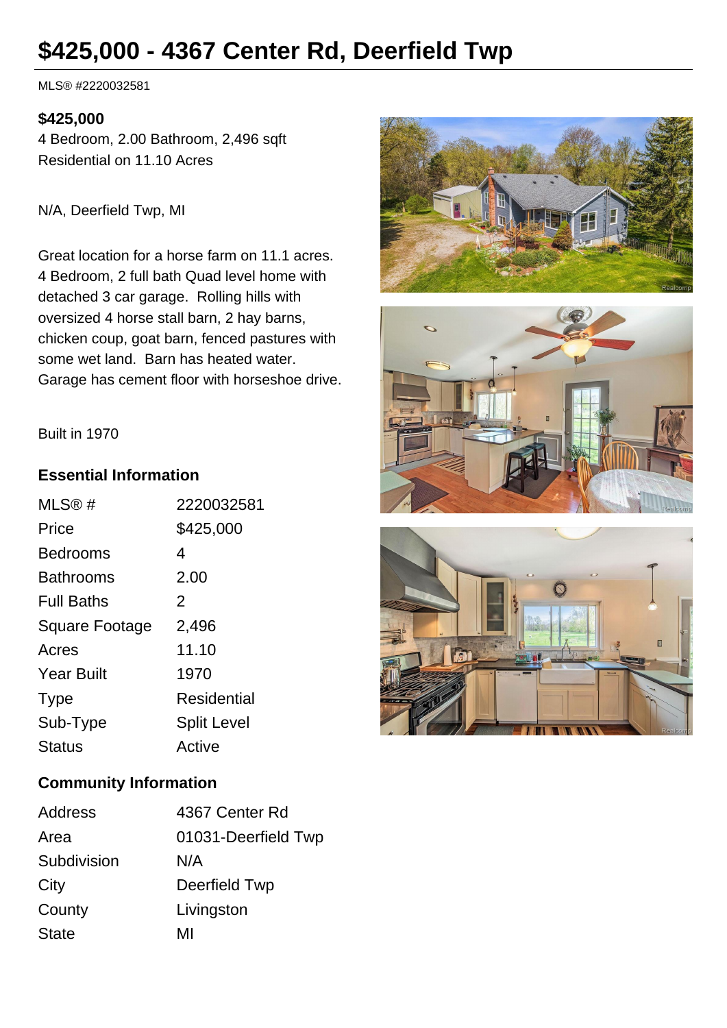# $425,000 - 4367 Center Rd, Deerfield Twp

MLS® #2220032581

**$425,000**

4 Bedroom, 2.00 Bathroom, 2,496 sqft
Residential on 11.10 Acres

N/A, Deerfield Twp, MI

Great location for a horse farm on 11.1 acres. 4 Bedroom, 2 full bath Quad level home with detached 3 car garage. Rolling hills with oversized 4 horse stall barn, 2 hay barns, chicken coup, goat barn, fenced pastures with some wet land. Barn has heated water. Garage has cement floor with horseshoe drive.

Built in 1970

## Essential Information

| | |
|---|---|
| MLS® # | 2220032581 |
| Price | $425,000 |
| Bedrooms | 4 |
| Bathrooms | 2.00 |
| Full Baths | 2 |
| Square Footage | 2,496 |
| Acres | 11.10 |
| Year Built | 1970 |
| Type | Residential |
| Sub-Type | Split Level |
| Status | Active |

## Community Information

| | |
|---|---|
| Address | 4367 Center Rd |
| Area | 01031-Deerfield Twp |
| Subdivision | N/A |
| City | Deerfield Twp |
| County | Livingston |
| State | MI |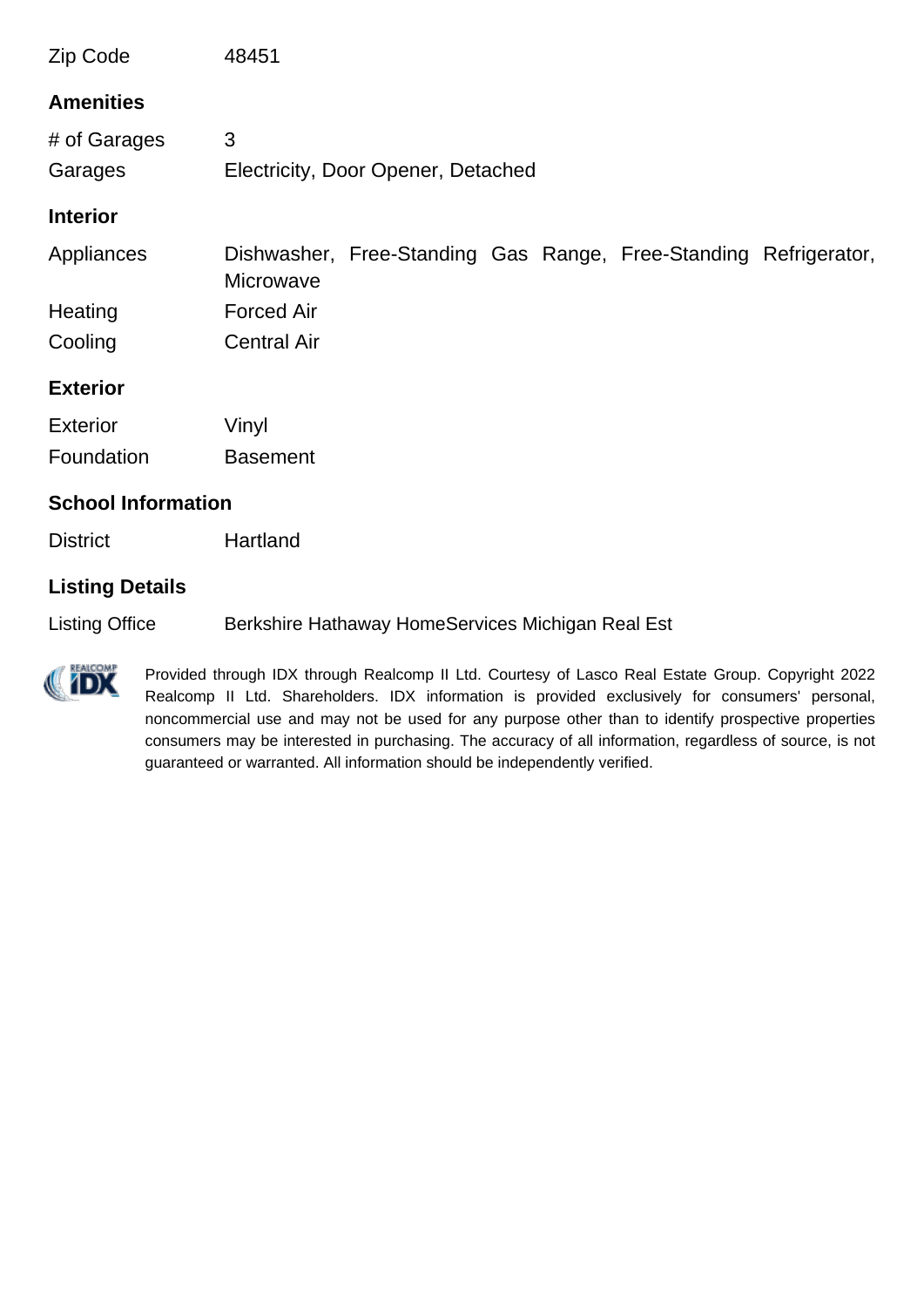| | |
|---|---|
| Zip Code | 48451 |

## Amenities

| | |
|---|---|
| # of Garages | 3 |
| Garages | Electricity, Door Opener, Detached |

## Interior

| | |
|---|---|
| Appliances | Dishwasher, Free-Standing Gas Range, Free-Standing Refrigerator, Microwave |
| Heating | Forced Air |
| Cooling | Central Air |

## Exterior

| | |
|---|---|
| Exterior | Vinyl |
| Foundation | Basement |

## School Information

| | |
|---|---|
| District | Hartland |

## Listing Details

| | |
|---|---|
| Listing Office | Berkshire Hathaway HomeServices Michigan Real Est |

Provided through IDX through Realcomp II Ltd. Courtesy of Lasco Real Estate Group. Copyright 2022 Realcomp II Ltd. Shareholders. IDX information is provided exclusively for consumers' personal, noncommercial use and may not be used for any purpose other than to identify prospective properties consumers may be interested in purchasing. The accuracy of all information, regardless of source, is not guaranteed or warranted. All information should be independently verified.